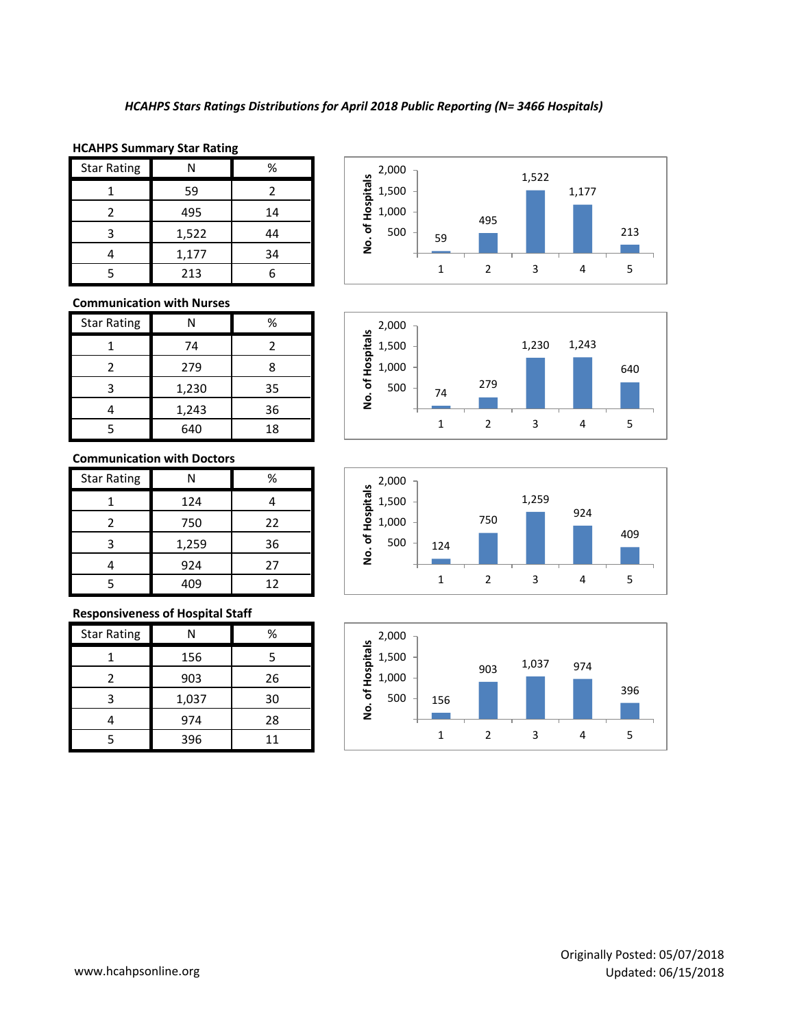*HCAHPS Stars Ratings Distributions for April 2018 Public Reporting (N= 3466 Hospitals)*

**HCAHPS Summary Star Rating**

| Star Rating | N | % |
|---|---|---|
| 1 | 59 | 2 |
| 2 | 495 | 14 |
| 3 | 1,522 | 44 |
| 4 | 1,177 | 34 |
| 5 | 213 | 6 |

**Communication with Nurses**

| Star Rating | N | % |
|---|---|---|
| 1 | 74 | 2 |
| 2 | 279 | 8 |
| 3 | 1,230 | 35 |
| 4 | 1,243 | 36 |
| 5 | 640 | 18 |

**Communication with Doctors**

| Star Rating | N | % |
|---|---|---|
| 1 | 124 | 4 |
| 2 | 750 | 22 |
| 3 | 1,259 | 36 |
| 4 | 924 | 27 |
| 5 | 409 | 12 |

**Responsiveness of Hospital Staff**

| Star Rating | N | % |
|---|---|---|
| 1 | 156 | 5 |
| 2 | 903 | 26 |
| 3 | 1,037 | 30 |
| 4 | 974 | 28 |
| 5 | 396 | 11 |

www.hcahpsonline.org

Originally Posted: 05/07/2018
Updated: 06/15/2018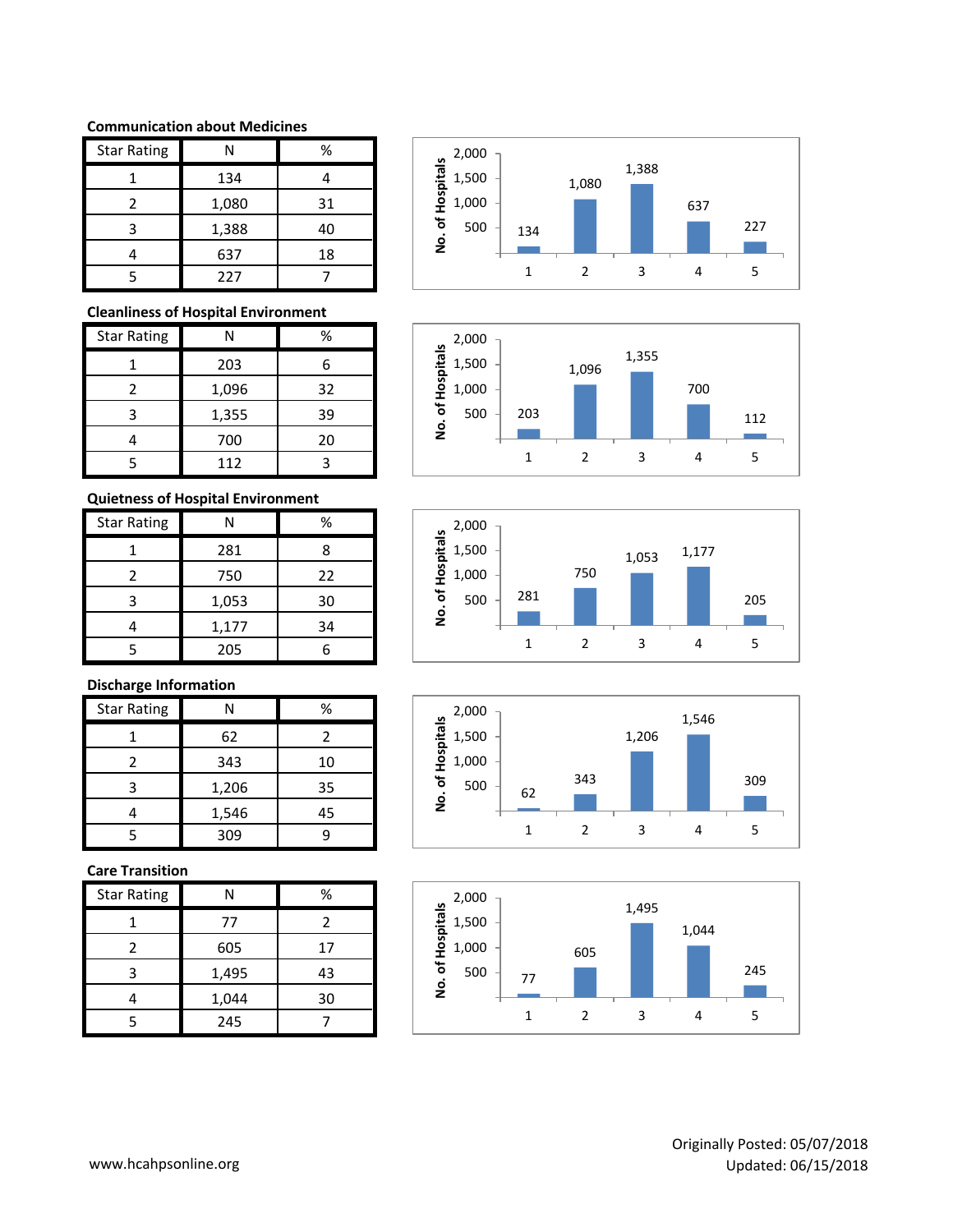**Communication about Medicines**

| Star Rating | N | % |
|---|---|---|
| 1 | 134 | 4 |
| 2 | 1,080 | 31 |
| 3 | 1,388 | 40 |
| 4 | 637 | 18 |
| 5 | 227 | 7 |

**Cleanliness of Hospital Environment**

| Star Rating | N | % |
|---|---|---|
| 1 | 203 | 6 |
| 2 | 1,096 | 32 |
| 3 | 1,355 | 39 |
| 4 | 700 | 20 |
| 5 | 112 | 3 |

**Quietness of Hospital Environment**

| Star Rating | N | % |
|---|---|---|
| 1 | 281 | 8 |
| 2 | 750 | 22 |
| 3 | 1,053 | 30 |
| 4 | 1,177 | 34 |
| 5 | 205 | 6 |

**Discharge Information**

| Star Rating | N | % |
|---|---|---|
| 1 | 62 | 2 |
| 2 | 343 | 10 |
| 3 | 1,206 | 35 |
| 4 | 1,546 | 45 |
| 5 | 309 | 9 |

**Care Transition**

| Star Rating | N | % |
|---|---|---|
| 1 | 77 | 2 |
| 2 | 605 | 17 |
| 3 | 1,495 | 43 |
| 4 | 1,044 | 30 |
| 5 | 245 | 7 |

www.hcahpsonline.org

Originally Posted: 05/07/2018
Updated: 06/15/2018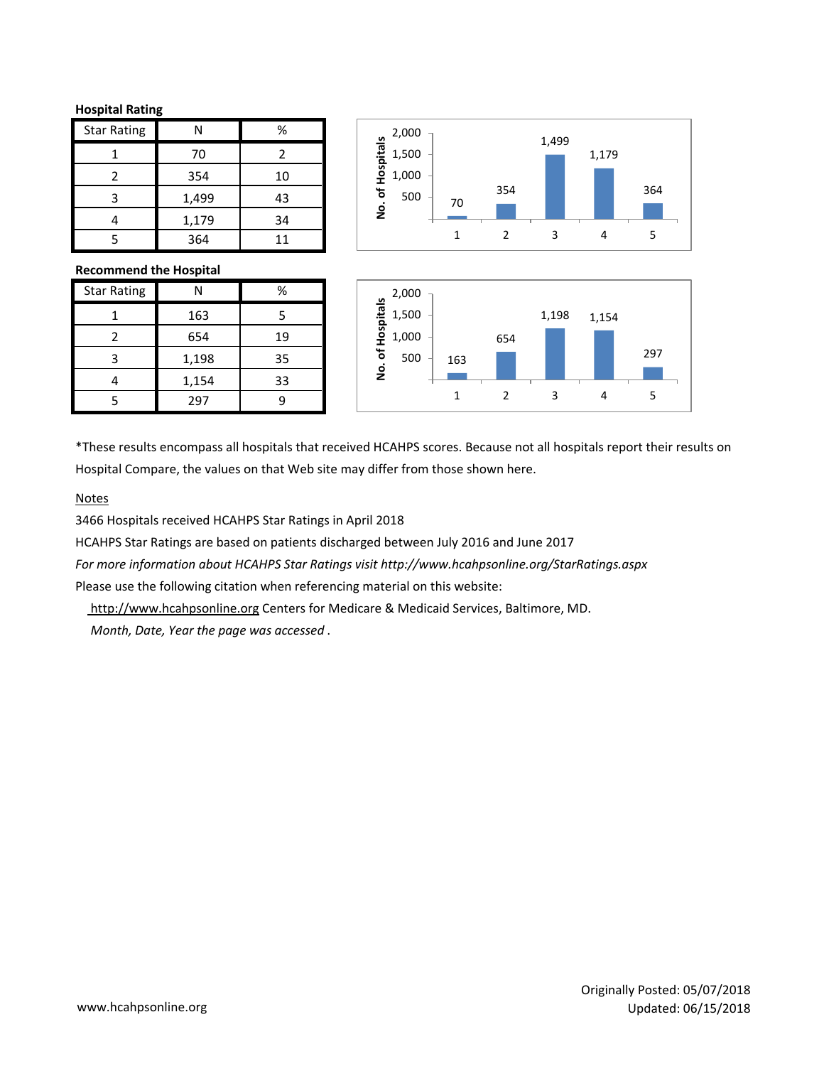**Hospital Rating**

| Star Rating | N | % |
| --- | --- | --- |
| 1 | 70 | 2 |
| 2 | 354 | 10 |
| 3 | 1,499 | 43 |
| 4 | 1,179 | 34 |
| 5 | 364 | 11 |

No. of Hospitals
2,000
1,500
1,000
500
70
354
1,499
1,179
364
1
2
3
4
5

**Recommend the Hospital**

| Star Rating | N | % |
| --- | --- | --- |
| 1 | 163 | 5 |
| 2 | 654 | 19 |
| 3 | 1,198 | 35 |
| 4 | 1,154 | 33 |
| 5 | 297 | 9 |

No. of Hospitals
2,000
1,500
1,000
500
163
654
1,198
1,154
297
1
2
3
4
5

*These results encompass all hospitals that received HCAHPS scores. Because not all hospitals report their results on Hospital Compare, the values on that Web site may differ from those shown here.

Notes

3466 Hospitals received HCAHPS Star Ratings in April 2018

HCAHPS Star Ratings are based on patients discharged between July 2016 and June 2017

*For more information about HCAHPS Star Ratings visit http://www.hcahpsonline.org/StarRatings.aspx*

Please use the following citation when referencing material on this website:

http://www.hcahpsonline.org Centers for Medicare & Medicaid Services, Baltimore, MD.

*Month, Date, Year the page was accessed* .

www.hcahpsonline.org

Originally Posted: 05/07/2018
Updated: 06/15/2018